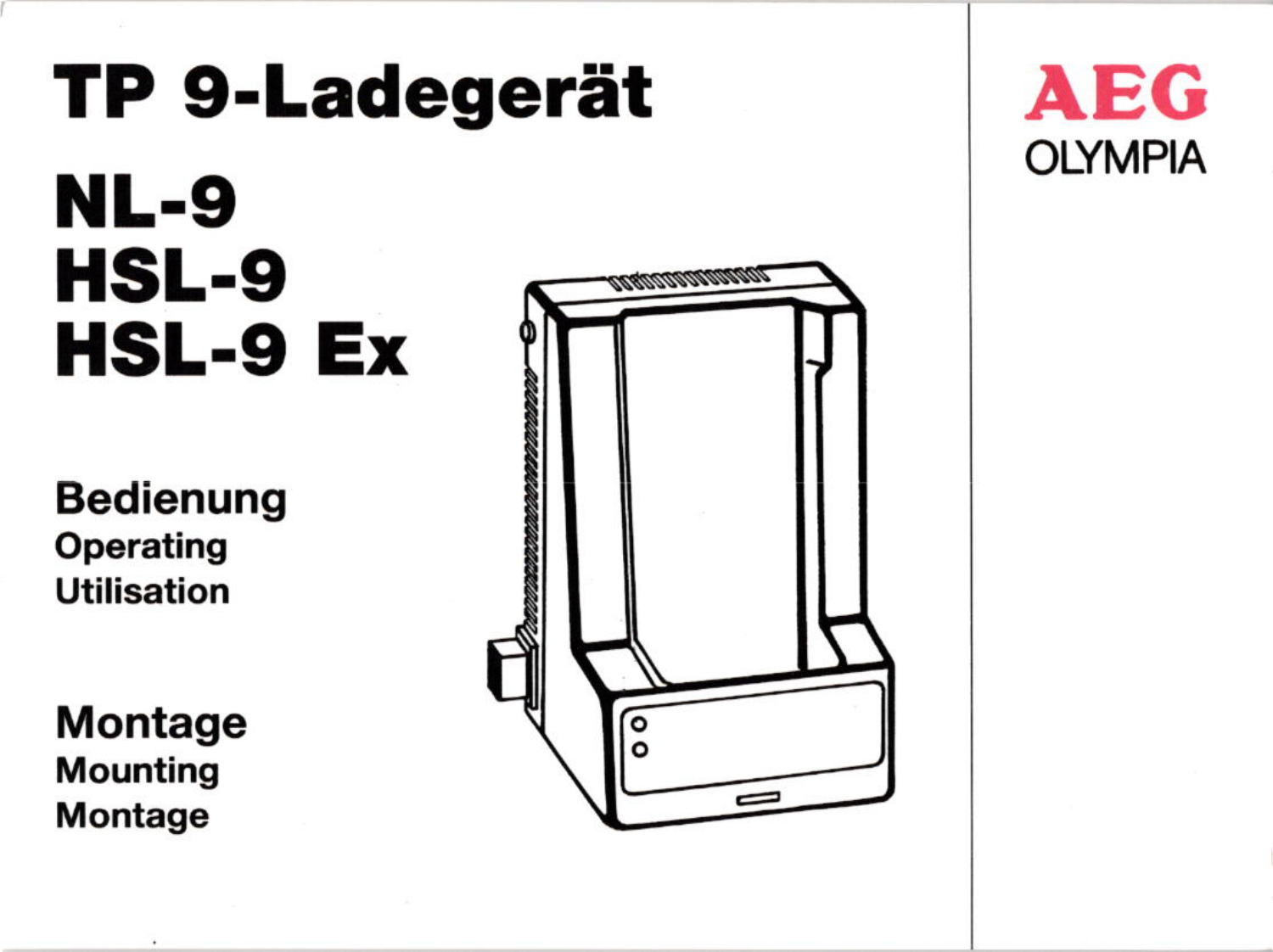# TP 9-Ladegerät

# NL-9
# HSL-9
# HSL-9 Ex

**Bedienung**
**Operating**
**Utilisation**

**Montage**
**Mounting**
**Montage**

AEG
OLYMPIA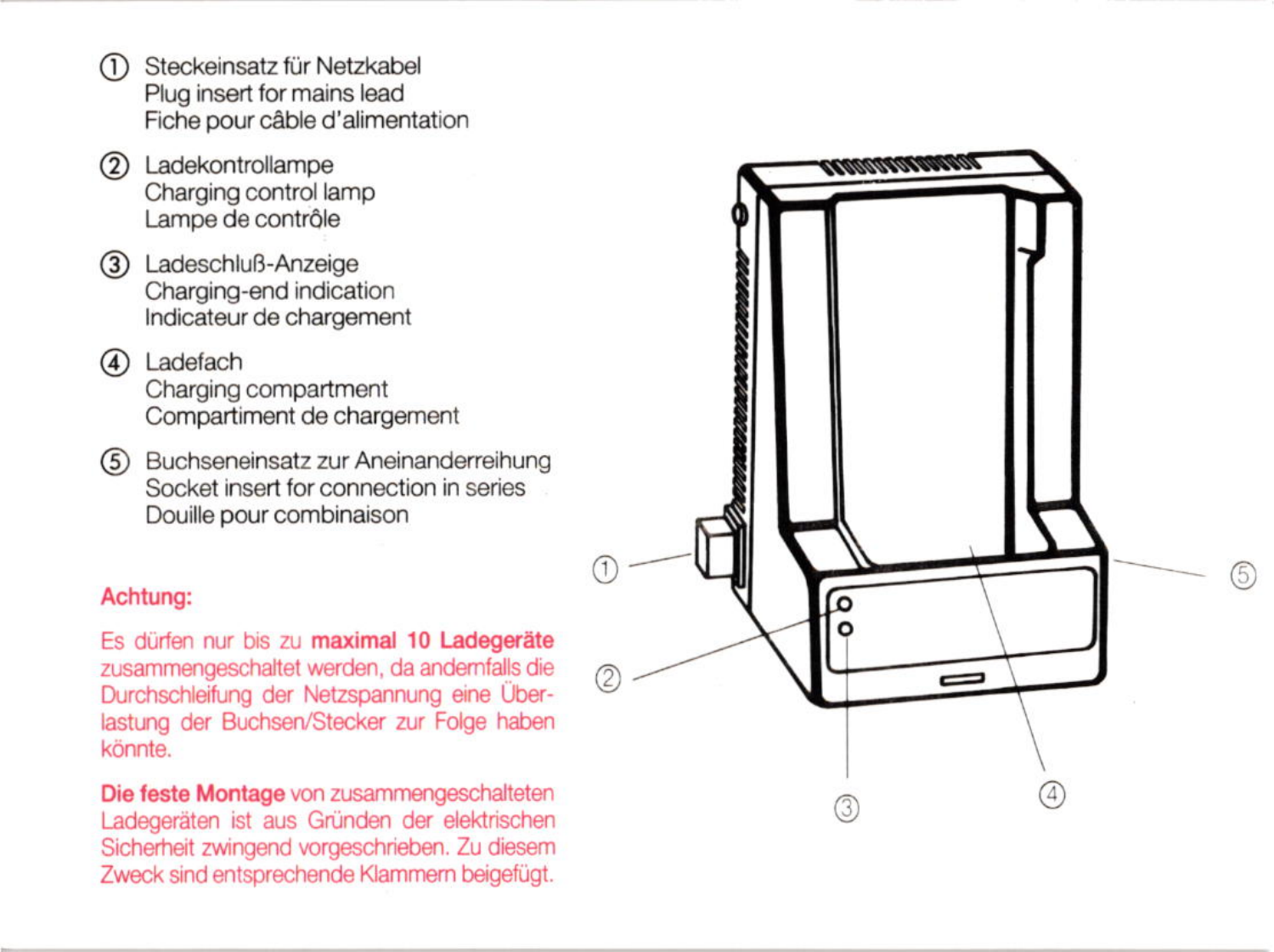① Steckeinsatz für Netzkabel
Plug insert for mains lead
Fiche pour câble d'alimentation

② Ladekontrollampe
Charging control lamp
Lampe de contrôle

③ Ladeschluß-Anzeige
Charging-end indication
Indicateur de chargement

④ Ladefach
Charging compartment
Compartiment de chargement

⑤ Buchseneinsatz zur Aneinanderreihung
Socket insert for connection in series
Douille pour combinaison

**Achtung:**

Es dürfen nur bis zu **maximal 10 Ladegeräte** zusammengeschaltet werden, da andernfalls die Durchschleifung der Netzspannung eine Überlastung der Buchsen/Stecker zur Folge haben könnte.

**Die feste Montage** von zusammengeschalteten Ladegeräten ist aus Gründen der elektrischen Sicherheit zwingend vorgeschrieben. Zu diesem Zweck sind entsprechende Klammern beigefügt.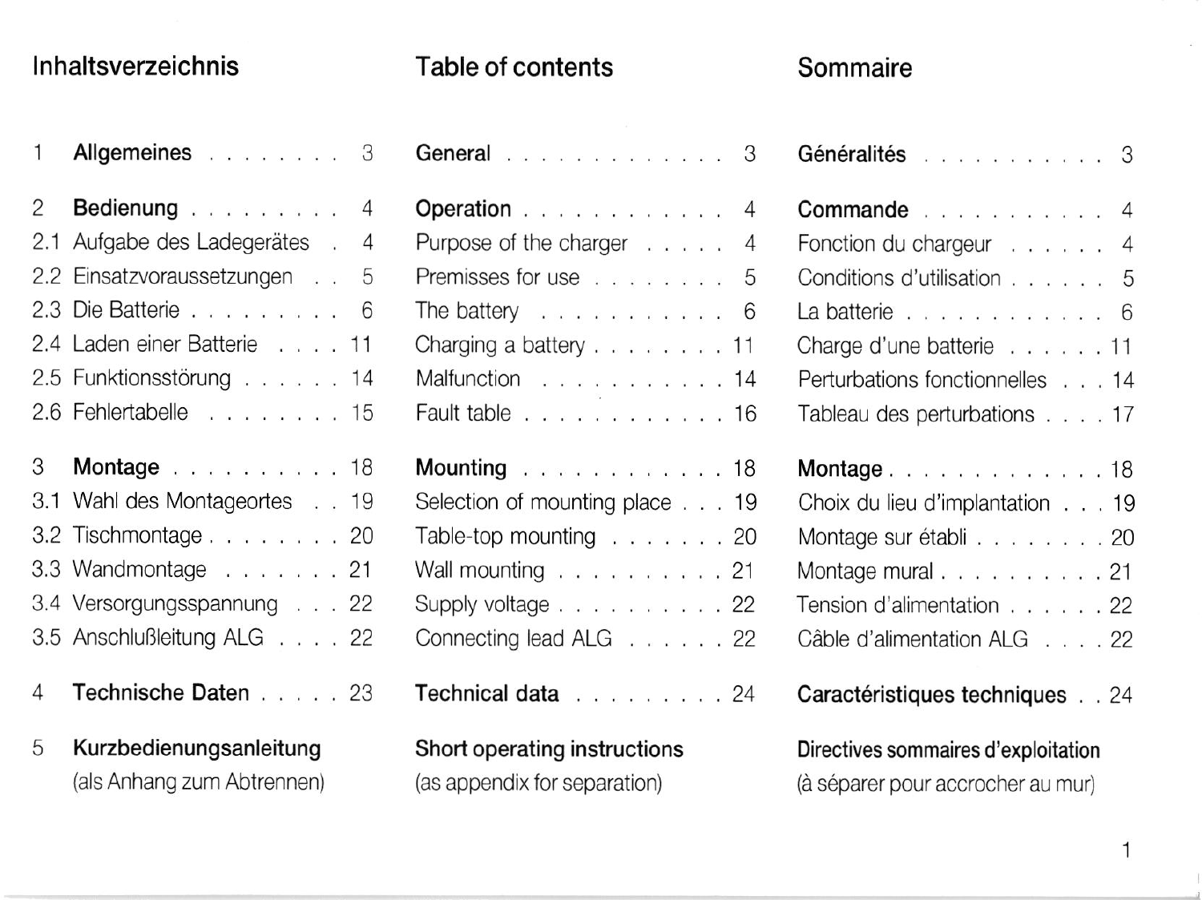## Inhaltsverzeichnis

1 **Allgemeines** . . . . . . . . 3

2 **Bedienung** . . . . . . . . . 4
2.1 Aufgabe des Ladegerätes . 4
2.2 Einsatzvoraussetzungen . . 5
2.3 Die Batterie . . . . . . . . . 6
2.4 Laden einer Batterie . . . . 11
2.5 Funktionsstörung . . . . . . 14
2.6 Fehlertabelle . . . . . . . . 15

3 **Montage** . . . . . . . . . . 18
3.1 Wahl des Montageortes . . 19
3.2 Tischmontage . . . . . . . . 20
3.3 Wandmontage . . . . . . . 21
3.4 Versorgungsspannung . . . 22
3.5 Anschlußleitung ALG . . . . 22

4 **Technische Daten** . . . . . 23

5 **Kurzbedienungsanleitung**
(als Anhang zum Abtrennen)

## Table of contents

**General** . . . . . . . . . . . . . 3

**Operation** . . . . . . . . . . . . 4
Purpose of the charger . . . . . 4
Premisses for use . . . . . . . . 5
The battery . . . . . . . . . . . 6
Charging a battery . . . . . . . . 11
Malfunction . . . . . . . . . . . 14
Fault table . . . . . . . . . . . . 16

**Mounting** . . . . . . . . . . . . 18
Selection of mounting place . . . 19
Table-top mounting . . . . . . . 20
Wall mounting . . . . . . . . . . 21
Supply voltage . . . . . . . . . . 22
Connecting lead ALG . . . . . . 22

**Technical data** . . . . . . . . . 24

**Short operating instructions**
(as appendix for separation)

## Sommaire

**Généralités** . . . . . . . . . . . 3

**Commande** . . . . . . . . . . . 4
Fonction du chargeur . . . . . . 4
Conditions d'utilisation . . . . . . 5
La batterie . . . . . . . . . . . . 6
Charge d'une batterie . . . . . . 11
Perturbations fonctionnelles . . . 14
Tableau des perturbations . . . . 17

**Montage** . . . . . . . . . . . . . 18
Choix du lieu d'implantation . . . 19
Montage sur établi . . . . . . . . 20
Montage mural . . . . . . . . . . 21
Tension d'alimentation . . . . . . 22
Câble d'alimentation ALG . . . . 22

**Caractéristiques techniques** . . 24

**Directives sommaires d'exploitation**
(à séparer pour accrocher au mur)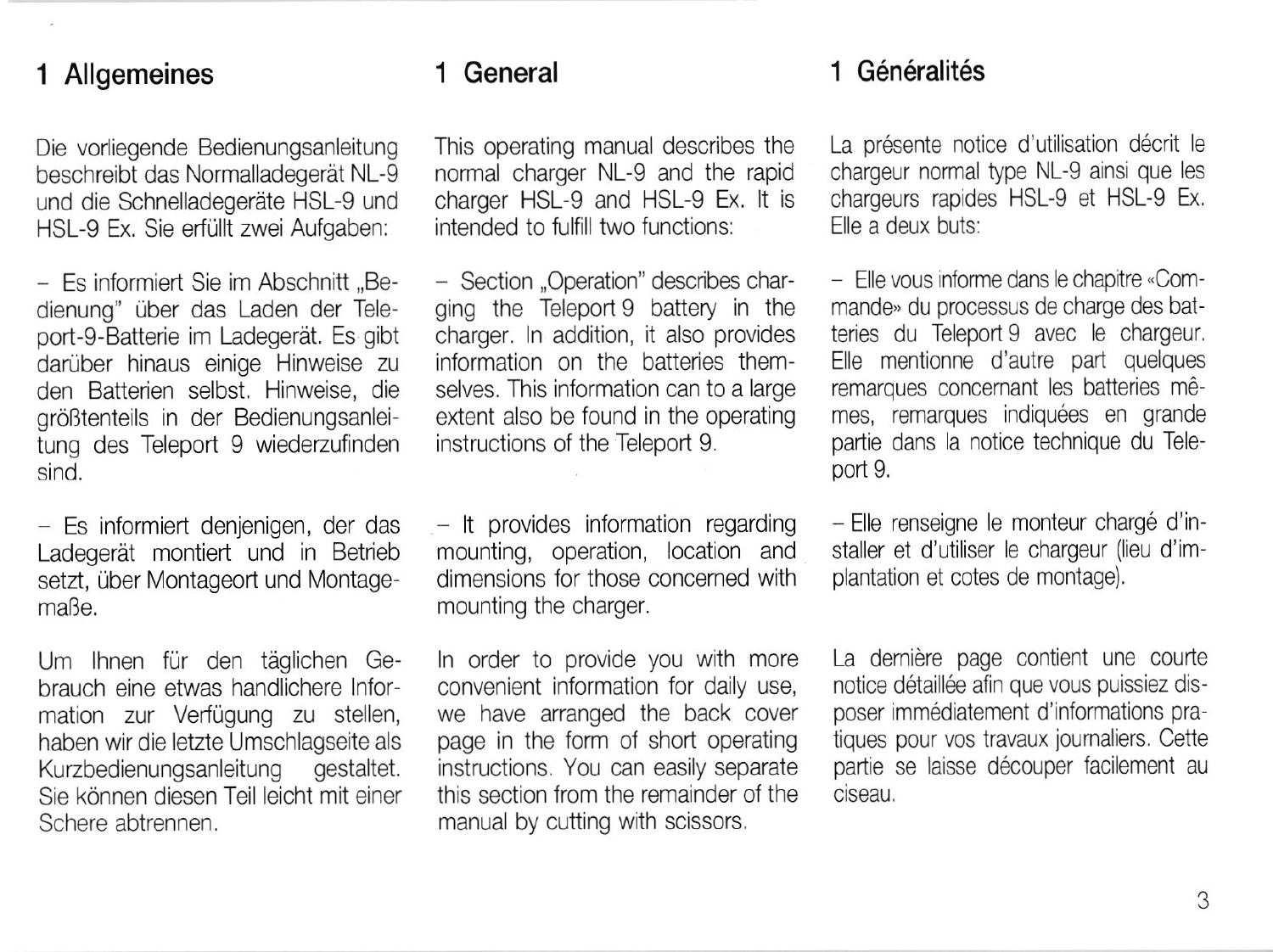# 1 Allgemeines

Die vorliegende Bedienungsanleitung beschreibt das Normalladegerät NL-9 und die Schnelladegeräte HSL-9 und HSL-9 Ex. Sie erfüllt zwei Aufgaben:

– Es informiert Sie im Abschnitt „Bedienung" über das Laden der Teleport-9-Batterie im Ladegerät. Es gibt darüber hinaus einige Hinweise zu den Batterien selbst. Hinweise, die größtenteils in der Bedienungsanleitung des Teleport 9 wiederzufinden sind.

– Es informiert denjenigen, der das Ladegerät montiert und in Betrieb setzt, über Montageort und Montagemaße.

Um Ihnen für den täglichen Gebrauch eine etwas handlichere Information zur Verfügung zu stellen, haben wir die letzte Umschlagseite als Kurzbedienungsanleitung gestaltet. Sie können diesen Teil leicht mit einer Schere abtrennen.

# 1 General

This operating manual describes the normal charger NL-9 and the rapid charger HSL-9 and HSL-9 Ex. It is intended to fulfill two functions:

– Section „Operation" describes charging the Teleport 9 battery in the charger. In addition, it also provides information on the batteries themselves. This information can to a large extent also be found in the operating instructions of the Teleport 9.

– It provides information regarding mounting, operation, location and dimensions for those concerned with mounting the charger.

In order to provide you with more convenient information for daily use, we have arranged the back cover page in the form of short operating instructions. You can easily separate this section from the remainder of the manual by cutting with scissors.

# 1 Généralités

La présente notice d'utilisation décrit le chargeur normal type NL-9 ainsi que les chargeurs rapides HSL-9 et HSL-9 Ex. Elle a deux buts:

– Elle vous informe dans le chapitre «Commande» du processus de charge des batteries du Teleport 9 avec le chargeur. Elle mentionne d'autre part quelques remarques concernant les batteries mêmes, remarques indiquées en grande partie dans la notice technique du Teleport 9.

– Elle renseigne le monteur chargé d'installer et d'utiliser le chargeur (lieu d'implantation et cotes de montage).

La dernière page contient une courte notice détaillée afin que vous puissiez disposer immédiatement d'informations pratiques pour vos travaux journaliers. Cette partie se laisse découper facilement au ciseau.